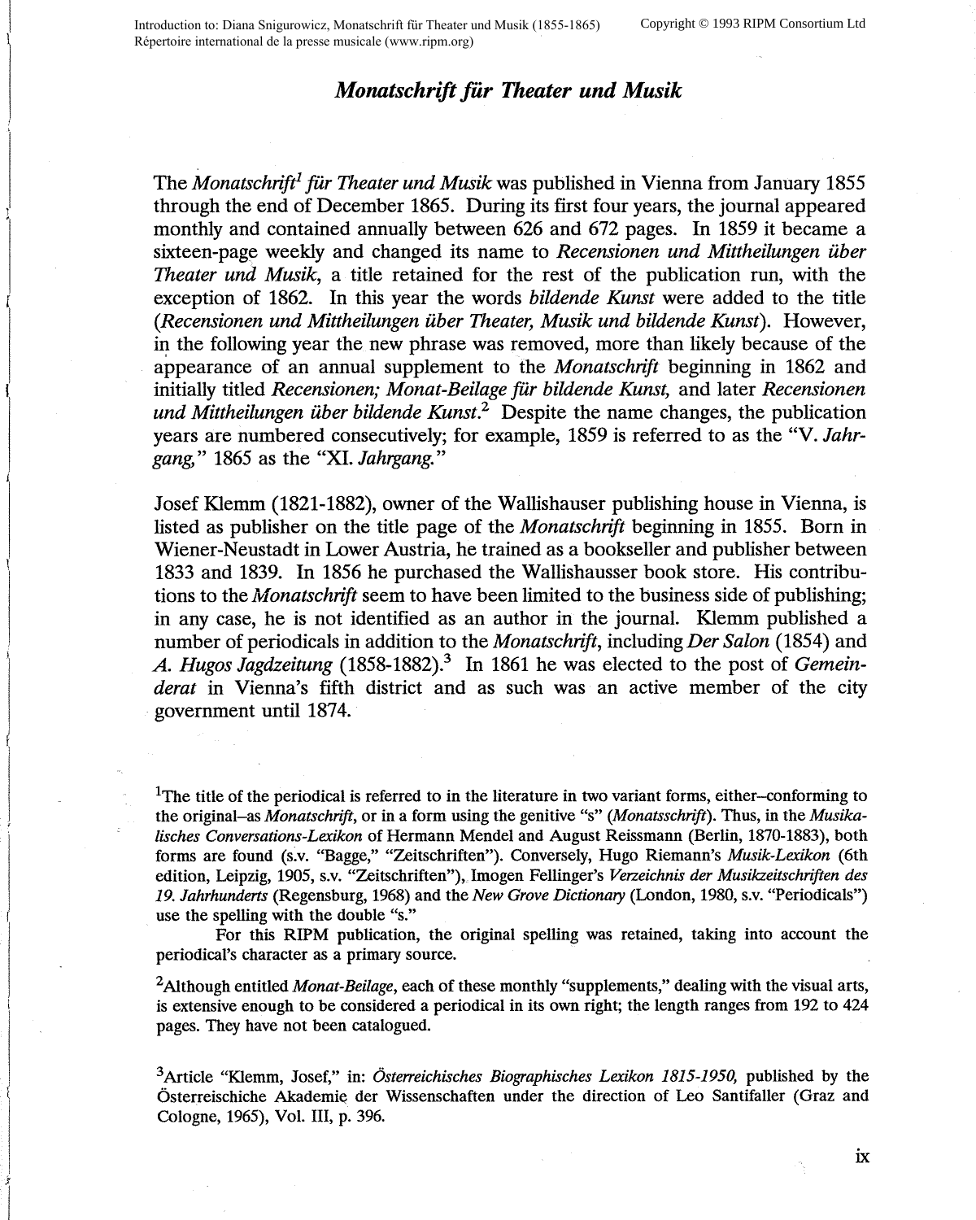# *Monatschrift für Theater und Musik*

The *Monatschrift*[1] *für Theater und Musik* was published in Vienna from January 1855 through the end of December 1865. During its first four years, the journal appeared monthly and contained annually between 626 and 672 pages. In 1859 it became a sixteen-page weekly and changed its name to *Recensionen und Mittheilungen über Theater und Musik*, a title retained for the rest of the publication run, with the exception of 1862. In this year the words *bildende Kunst* were added to the title (*Recensionen und Mittheilungen über Theater, Musik und bildende Kunst*). However, in the following year the new phrase was removed, more than likely because of the appearance of an annual supplement to the *Monatschrift* beginning in 1862 and initially titled *Recensionen; Monat-Beilage für bildende Kunst*, and later *Recensionen und Mittheilungen über bildende Kunst*.[2] Despite the name changes, the publication years are numbered consecutively; for example, 1859 is referred to as the "V. *Jahrgang*," 1865 as the "XI. *Jahrgang*."

Josef Klemm (1821-1882), owner of the Wallishauser publishing house in Vienna, is listed as publisher on the title page of the *Monatschrift* beginning in 1855. Born in Wiener-Neustadt in Lower Austria, he trained as a bookseller and publisher between 1833 and 1839. In 1856 he purchased the Wallishausser book store. His contributions to the *Monatschrift* seem to have been limited to the business side of publishing; in any case, he is not identified as an author in the journal. Klemm published a number of periodicals in addition to the *Monatschrift*, including *Der Salon* (1854) and *A. Hugos Jagdzeitung* (1858-1882).[3] In 1861 he was elected to the post of *Gemeinderat* in Vienna's fifth district and as such was an active member of the city government until 1874.

[1]The title of the periodical is referred to in the literature in two variant forms, either–conforming to the original–as *Monatschrift*, or in a form using the genitive "s" (*Monatsschrift*). Thus, in the *Musikalisches Conversations-Lexikon* of Hermann Mendel and August Reissmann (Berlin, 1870-1883), both forms are found (s.v. "Bagge," "Zeitschriften"). Conversely, Hugo Riemann's *Musik-Lexikon* (6th edition, Leipzig, 1905, s.v. "Zeitschriften"), Imogen Fellinger's *Verzeichnis der Musikzeitschriften des 19. Jahrhunderts* (Regensburg, 1968) and the *New Grove Dictionary* (London, 1980, s.v. "Periodicals") use the spelling with the double "s."

For this RIPM publication, the original spelling was retained, taking into account the periodical's character as a primary source.

[2]Although entitled *Monat-Beilage*, each of these monthly "supplements," dealing with the visual arts, is extensive enough to be considered a periodical in its own right; the length ranges from 192 to 424 pages. They have not been catalogued.

[3]Article "Klemm, Josef," in: *Österreichisches Biographisches Lexikon 1815-1950*, published by the Österreischiche Akademie der Wissenschaften under the direction of Leo Santifaller (Graz and Cologne, 1965), Vol. III, p. 396.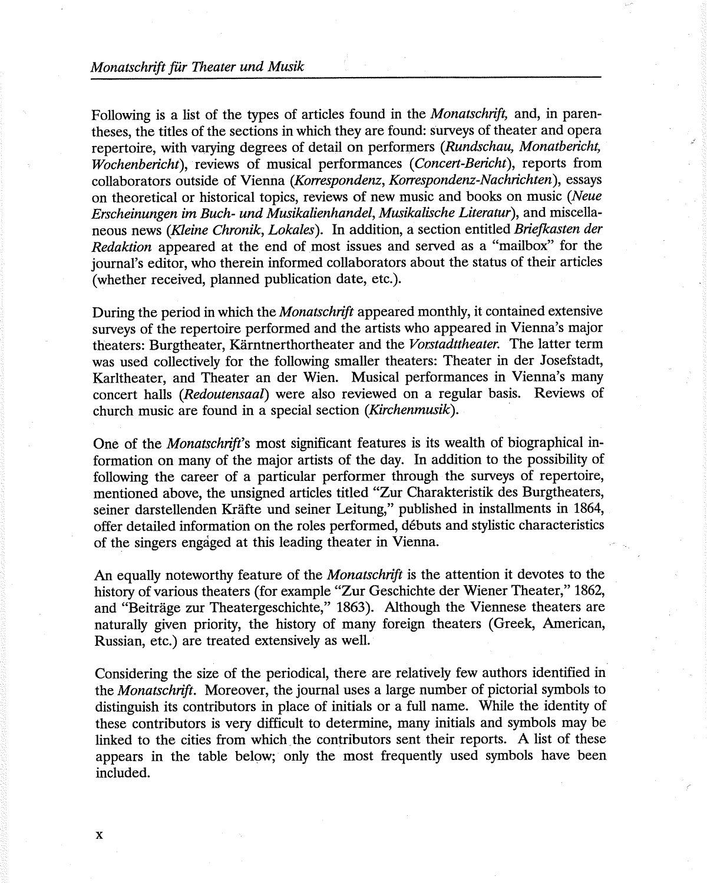Following is a list of the types of articles found in the *Monatschrift,* and, in parentheses, the titles of the sections in which they are found: surveys of theater and opera repertoire, with varying degrees of detail on performers (*Rundschau, Monatbericht, Wochenbericht*), reviews of musical performances (*Concert-Bericht*), reports from collaborators outside of Vienna (*Korrespondenz, Korrespondenz-Nachrichten*), essays on theoretical or historical topics, reviews of new music and books on music (*Neue Erscheinungen im Buch- und Musikalienhandel, Musikalische Literatur*), and miscellaneous news (*Kleine Chronik, Lokales*). In addition, a section entitled *Briefkasten der Redaktion* appeared at the end of most issues and served as a "mailbox" for the journal's editor, who therein informed collaborators about the status of their articles (whether received, planned publication date, etc.).

During the period in which the *Monatschrift* appeared monthly, it contained extensive surveys of the repertoire performed and the artists who appeared in Vienna's major theaters: Burgtheater, Kärntnerthortheater and the *Vorstadttheater.* The latter term was used collectively for the following smaller theaters: Theater in der Josefstadt, Karltheater, and Theater an der Wien. Musical performances in Vienna's many concert halls (*Redoutensaal*) were also reviewed on a regular basis. Reviews of church music are found in a special section (*Kirchenmusik*).

One of the *Monatschrift*'s most significant features is its wealth of biographical information on many of the major artists of the day. In addition to the possibility of following the career of a particular performer through the surveys of repertoire, mentioned above, the unsigned articles titled "Zur Charakteristik des Burgtheaters, seiner darstellenden Kräfte und seiner Leitung," published in installments in 1864, offer detailed information on the roles performed, débuts and stylistic characteristics of the singers engaged at this leading theater in Vienna.

An equally noteworthy feature of the *Monatschrift* is the attention it devotes to the history of various theaters (for example "Zur Geschichte der Wiener Theater," 1862, and "Beiträge zur Theatergeschichte," 1863). Although the Viennese theaters are naturally given priority, the history of many foreign theaters (Greek, American, Russian, etc.) are treated extensively as well.

Considering the size of the periodical, there are relatively few authors identified in the *Monatschrift.* Moreover, the journal uses a large number of pictorial symbols to distinguish its contributors in place of initials or a full name. While the identity of these contributors is very difficult to determine, many initials and symbols may be linked to the cities from which the contributors sent their reports. A list of these appears in the table below; only the most frequently used symbols have been included.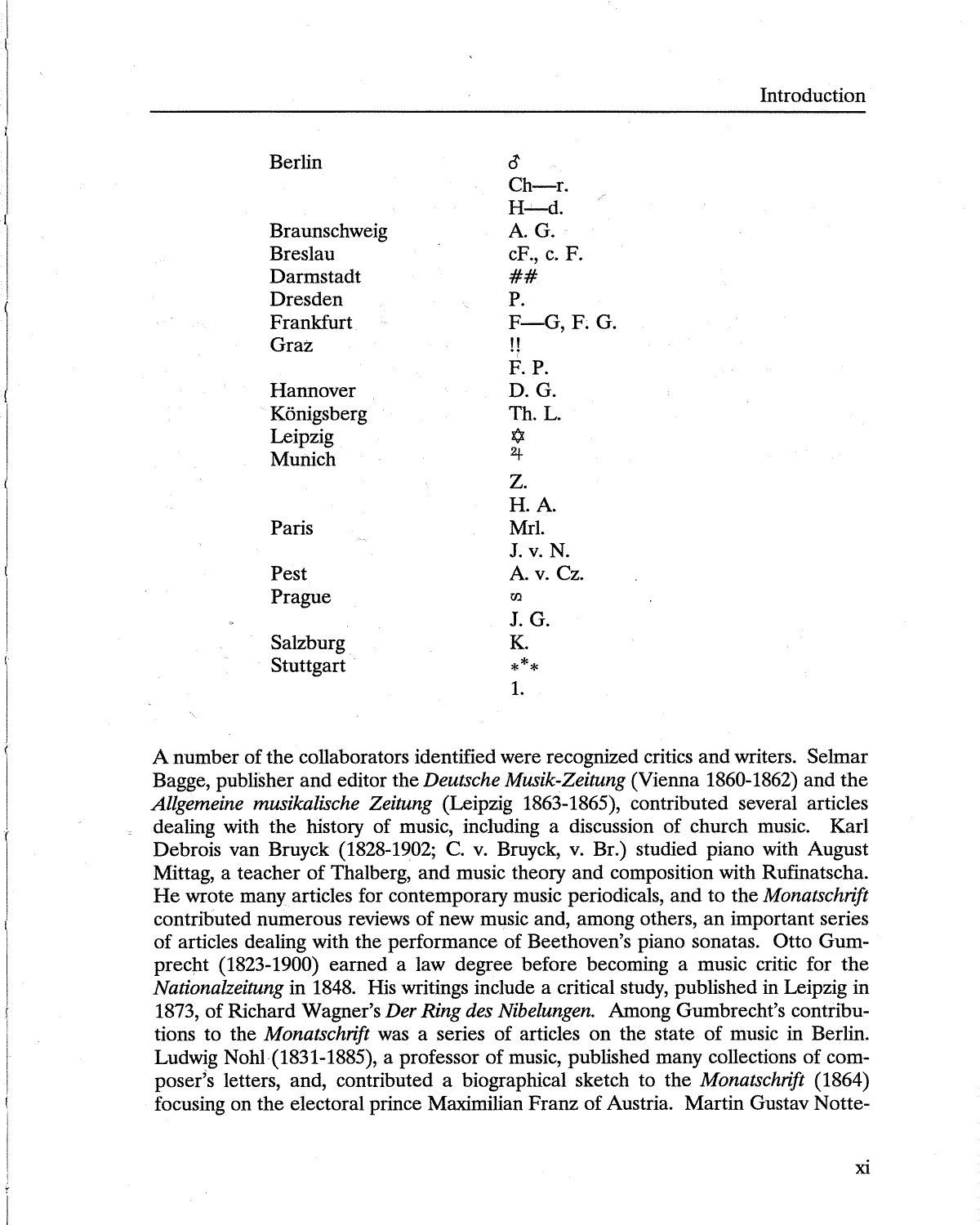| | |
|---|---|
| Berlin | ♂ |
| | Ch—r. |
| | H—d. |
| Braunschweig | A. G. |
| Breslau | cF., c. F. |
| Darmstadt | ## |
| Dresden | P. |
| Frankfurt | F—G, F. G. |
| Graz | !! |
| | F. P. |
| Hannover | D. G. |
| Königsberg | Th. L. |
| Leipzig | ✡ |
| Munich | ♃ |
| | Z. |
| | H. A. |
| Paris | Mrl. |
| | J. v. N. |
| Pest | A. v. Cz. |
| Prague | ꝏ |
| | J. G. |
| Salzburg | K. |
| Stuttgart | *** |
| | 1. |

A number of the collaborators identified were recognized critics and writers. Selmar Bagge, publisher and editor the *Deutsche Musik-Zeitung* (Vienna 1860-1862) and the *Allgemeine musikalische Zeitung* (Leipzig 1863-1865), contributed several articles dealing with the history of music, including a discussion of church music. Karl Debrois van Bruyck (1828-1902; C. v. Bruyck, v. Br.) studied piano with August Mittag, a teacher of Thalberg, and music theory and composition with Rufinatscha. He wrote many articles for contemporary music periodicals, and to the *Monatschrift* contributed numerous reviews of new music and, among others, an important series of articles dealing with the performance of Beethoven's piano sonatas. Otto Gumprecht (1823-1900) earned a law degree before becoming a music critic for the *Nationalzeitung* in 1848. His writings include a critical study, published in Leipzig in 1873, of Richard Wagner's *Der Ring des Nibelungen.* Among Gumbrecht's contributions to the *Monatschrift* was a series of articles on the state of music in Berlin. Ludwig Nohl (1831-1885), a professor of music, published many collections of composer's letters, and, contributed a biographical sketch to the *Monatschrift* (1864) focusing on the electoral prince Maximilian Franz of Austria. Martin Gustav Notte-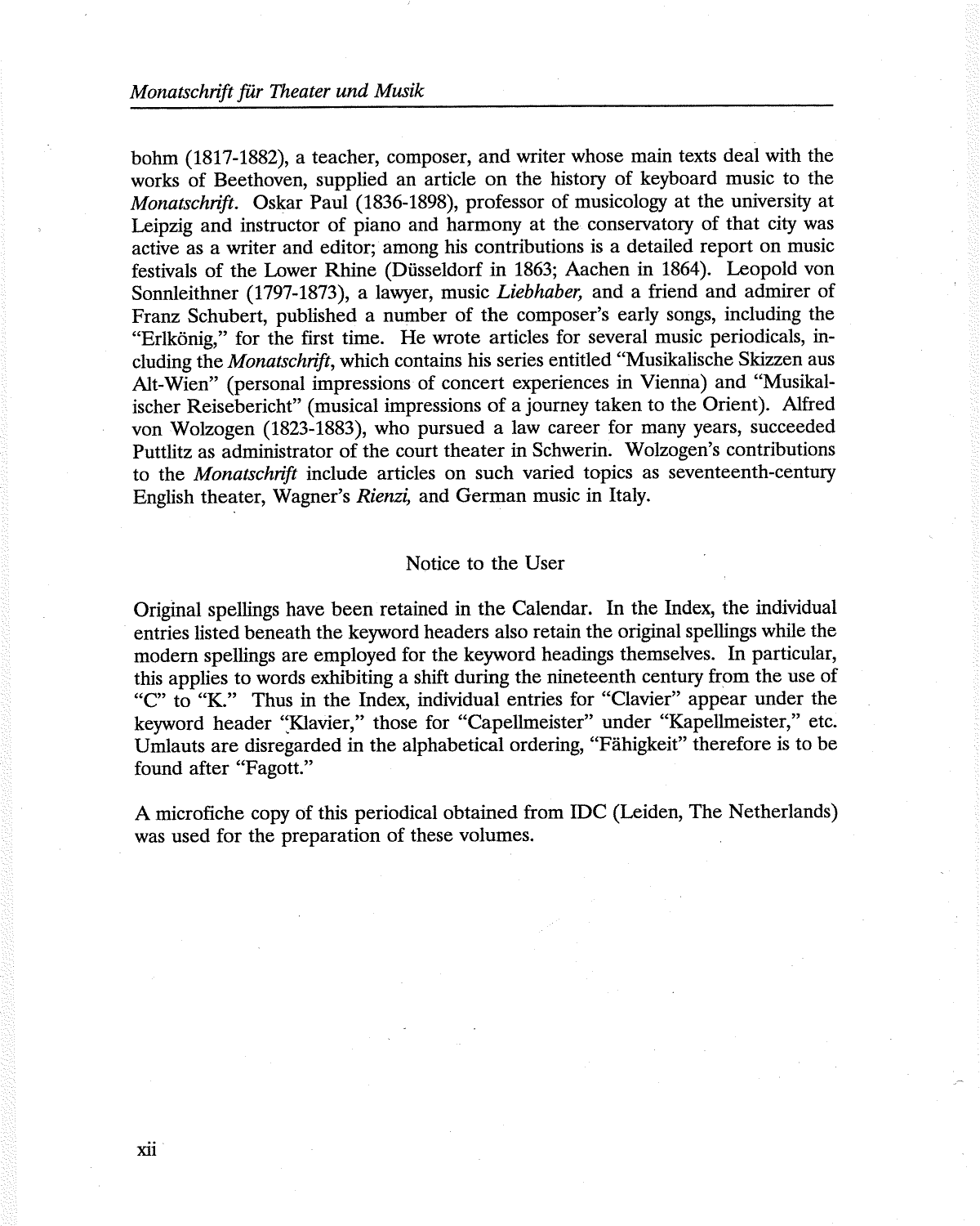bohm (1817-1882), a teacher, composer, and writer whose main texts deal with the works of Beethoven, supplied an article on the history of keyboard music to the *Monatschrift*. Oskar Paul (1836-1898), professor of musicology at the university at Leipzig and instructor of piano and harmony at the conservatory of that city was active as a writer and editor; among his contributions is a detailed report on music festivals of the Lower Rhine (Düsseldorf in 1863; Aachen in 1864). Leopold von Sonnleithner (1797-1873), a lawyer, music *Liebhaber,* and a friend and admirer of Franz Schubert, published a number of the composer's early songs, including the "Erlkönig," for the first time. He wrote articles for several music periodicals, including the *Monatschrift*, which contains his series entitled "Musikalische Skizzen aus Alt-Wien" (personal impressions of concert experiences in Vienna) and "Musikalischer Reisebericht" (musical impressions of a journey taken to the Orient). Alfred von Wolzogen (1823-1883), who pursued a law career for many years, succeeded Puttlitz as administrator of the court theater in Schwerin. Wolzogen's contributions to the *Monatschrift* include articles on such varied topics as seventeenth-century English theater, Wagner's *Rienzi,* and German music in Italy.

## Notice to the User

Original spellings have been retained in the Calendar. In the Index, the individual entries listed beneath the keyword headers also retain the original spellings while the modern spellings are employed for the keyword headings themselves. In particular, this applies to words exhibiting a shift during the nineteenth century from the use of "C" to "K." Thus in the Index, individual entries for "Clavier" appear under the keyword header "Klavier," those for "Capellmeister" under "Kapellmeister," etc. Umlauts are disregarded in the alphabetical ordering, "Fähigkeit" therefore is to be found after "Fagott."

A microfiche copy of this periodical obtained from IDC (Leiden, The Netherlands) was used for the preparation of these volumes.